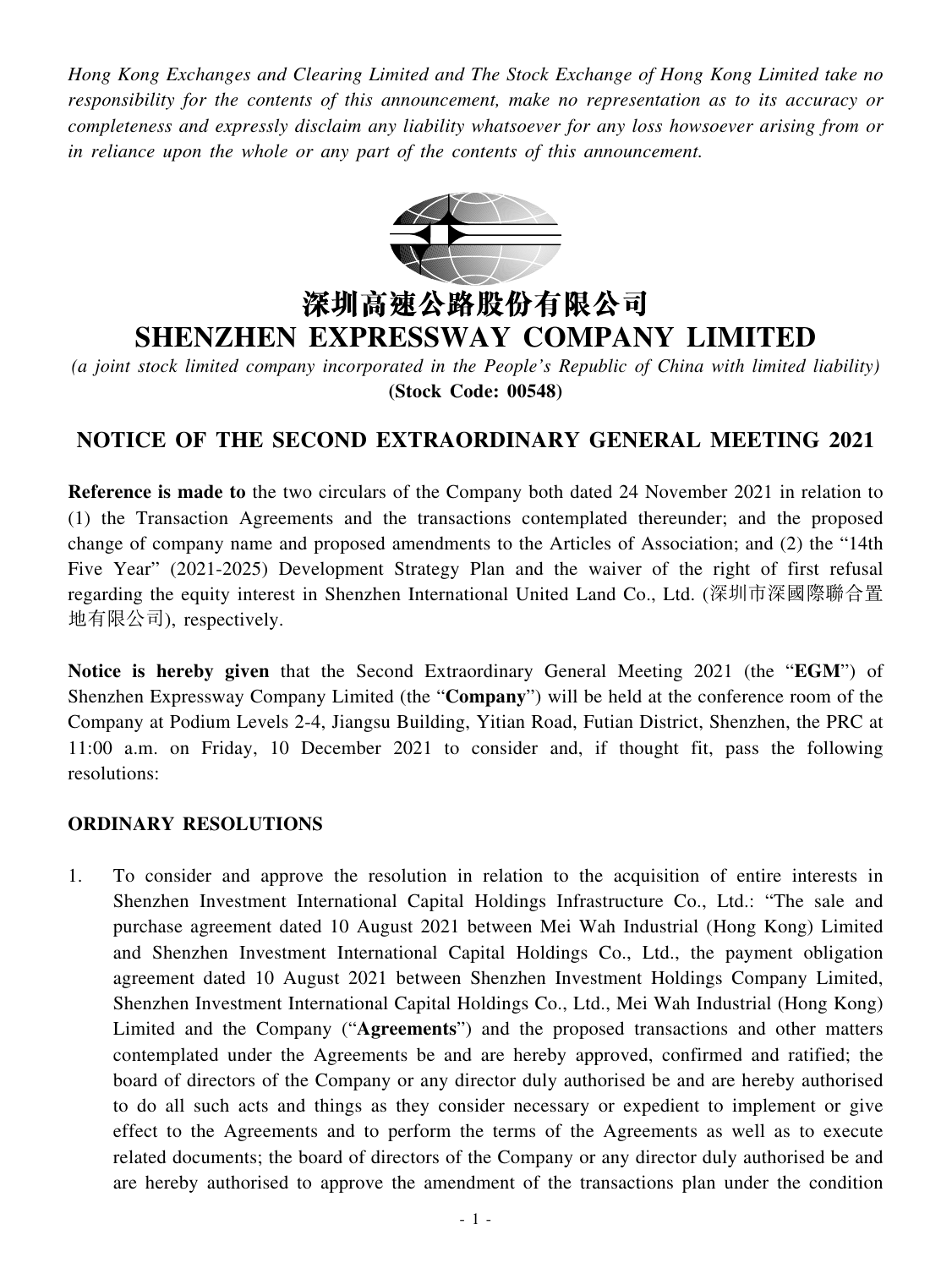*Hong Kong Exchanges and Clearing Limited and The Stock Exchange of Hong Kong Limited take no responsibility for the contents of this announcement, make no representation as to its accuracy or completeness and expressly disclaim any liability whatsoever for any loss howsoever arising from or in reliance upon the whole or any part of the contents of this announcement.*

# 深圳高速公路股份有限公司
# SHENZHEN EXPRESSWAY COMPANY LIMITED

*(a joint stock limited company incorporated in the People's Republic of China with limited liability)*
**(Stock Code: 00548)**

## NOTICE OF THE SECOND EXTRAORDINARY GENERAL MEETING 2021

**Reference is made to** the two circulars of the Company both dated 24 November 2021 in relation to (1) the Transaction Agreements and the transactions contemplated thereunder; and the proposed change of company name and proposed amendments to the Articles of Association; and (2) the "14th Five Year" (2021-2025) Development Strategy Plan and the waiver of the right of first refusal regarding the equity interest in Shenzhen International United Land Co., Ltd. (深圳市深國際聯合置地有限公司), respectively.

**Notice is hereby given** that the Second Extraordinary General Meeting 2021 (the "**EGM**") of Shenzhen Expressway Company Limited (the "**Company**") will be held at the conference room of the Company at Podium Levels 2-4, Jiangsu Building, Yitian Road, Futian District, Shenzhen, the PRC at 11:00 a.m. on Friday, 10 December 2021 to consider and, if thought fit, pass the following resolutions:

### ORDINARY RESOLUTIONS

1. To consider and approve the resolution in relation to the acquisition of entire interests in Shenzhen Investment International Capital Holdings Infrastructure Co., Ltd.: "The sale and purchase agreement dated 10 August 2021 between Mei Wah Industrial (Hong Kong) Limited and Shenzhen Investment International Capital Holdings Co., Ltd., the payment obligation agreement dated 10 August 2021 between Shenzhen Investment Holdings Company Limited, Shenzhen Investment International Capital Holdings Co., Ltd., Mei Wah Industrial (Hong Kong) Limited and the Company ("**Agreements**") and the proposed transactions and other matters contemplated under the Agreements be and are hereby approved, confirmed and ratified; the board of directors of the Company or any director duly authorised be and are hereby authorised to do all such acts and things as they consider necessary or expedient to implement or give effect to the Agreements and to perform the terms of the Agreements as well as to execute related documents; the board of directors of the Company or any director duly authorised be and are hereby authorised to approve the amendment of the transactions plan under the condition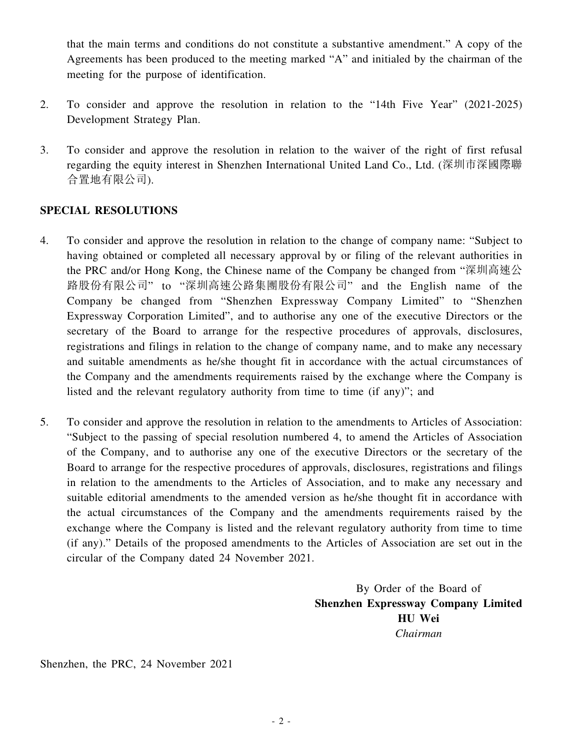that the main terms and conditions do not constitute a substantive amendment." A copy of the Agreements has been produced to the meeting marked "A" and initialed by the chairman of the meeting for the purpose of identification.

2. To consider and approve the resolution in relation to the "14th Five Year" (2021-2025) Development Strategy Plan.

3. To consider and approve the resolution in relation to the waiver of the right of first refusal regarding the equity interest in Shenzhen International United Land Co., Ltd. (深圳市深國際聯合置地有限公司).

**SPECIAL RESOLUTIONS**

4. To consider and approve the resolution in relation to the change of company name: "Subject to having obtained or completed all necessary approval by or filing of the relevant authorities in the PRC and/or Hong Kong, the Chinese name of the Company be changed from "深圳高速公路股份有限公司" to "深圳高速公路集團股份有限公司" and the English name of the Company be changed from "Shenzhen Expressway Company Limited" to "Shenzhen Expressway Corporation Limited", and to authorise any one of the executive Directors or the secretary of the Board to arrange for the respective procedures of approvals, disclosures, registrations and filings in relation to the change of company name, and to make any necessary and suitable amendments as he/she thought fit in accordance with the actual circumstances of the Company and the amendments requirements raised by the exchange where the Company is listed and the relevant regulatory authority from time to time (if any)"; and

5. To consider and approve the resolution in relation to the amendments to Articles of Association: "Subject to the passing of special resolution numbered 4, to amend the Articles of Association of the Company, and to authorise any one of the executive Directors or the secretary of the Board to arrange for the respective procedures of approvals, disclosures, registrations and filings in relation to the amendments to the Articles of Association, and to make any necessary and suitable editorial amendments to the amended version as he/she thought fit in accordance with the actual circumstances of the Company and the amendments requirements raised by the exchange where the Company is listed and the relevant regulatory authority from time to time (if any)." Details of the proposed amendments to the Articles of Association are set out in the circular of the Company dated 24 November 2021.

By Order of the Board of
**Shenzhen Expressway Company Limited**
**HU Wei**
*Chairman*

Shenzhen, the PRC, 24 November 2021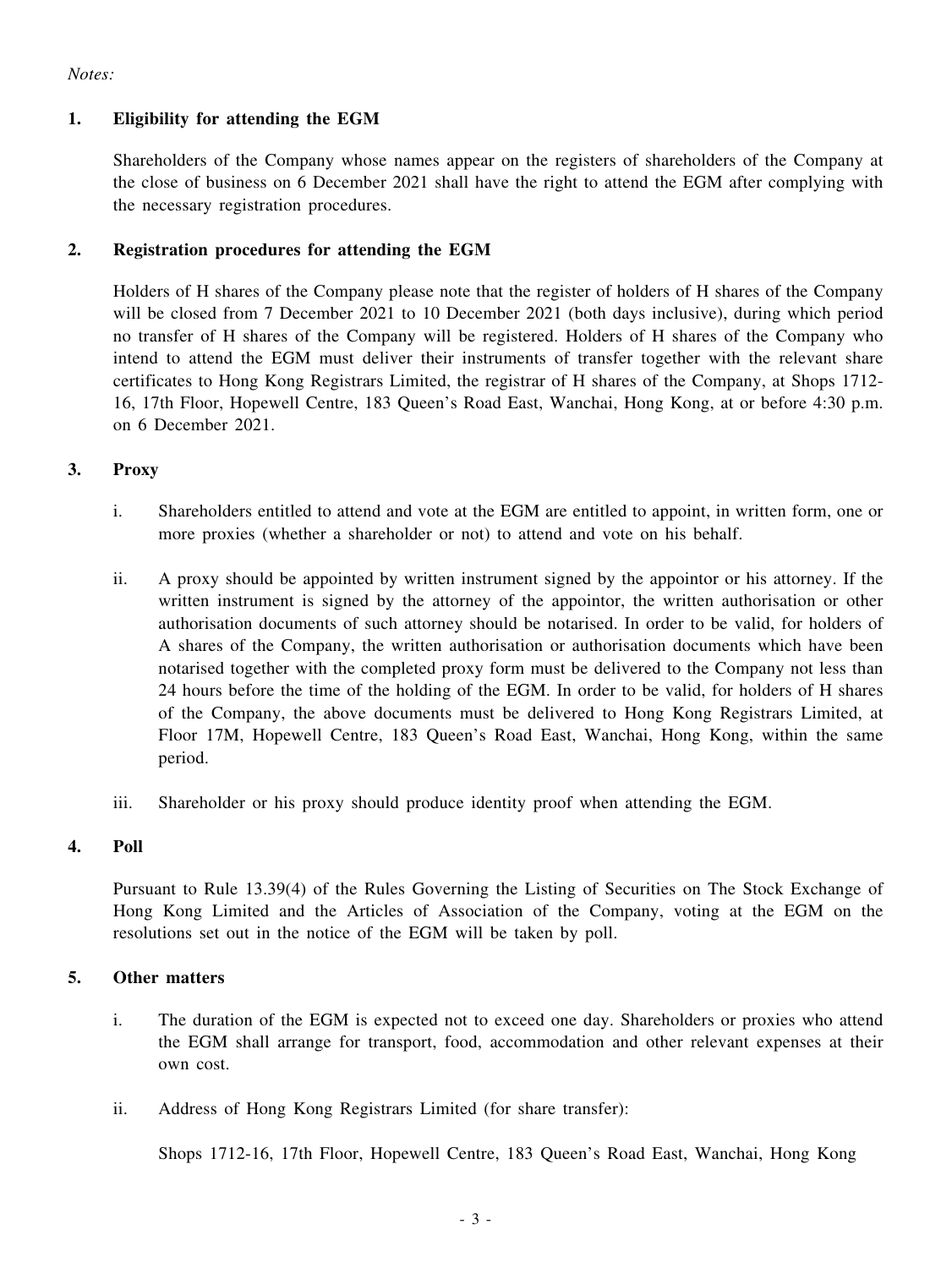*Notes:*

**1. Eligibility for attending the EGM**

Shareholders of the Company whose names appear on the registers of shareholders of the Company at the close of business on 6 December 2021 shall have the right to attend the EGM after complying with the necessary registration procedures.

**2. Registration procedures for attending the EGM**

Holders of H shares of the Company please note that the register of holders of H shares of the Company will be closed from 7 December 2021 to 10 December 2021 (both days inclusive), during which period no transfer of H shares of the Company will be registered. Holders of H shares of the Company who intend to attend the EGM must deliver their instruments of transfer together with the relevant share certificates to Hong Kong Registrars Limited, the registrar of H shares of the Company, at Shops 1712-16, 17th Floor, Hopewell Centre, 183 Queen's Road East, Wanchai, Hong Kong, at or before 4:30 p.m. on 6 December 2021.

**3. Proxy**

i. Shareholders entitled to attend and vote at the EGM are entitled to appoint, in written form, one or more proxies (whether a shareholder or not) to attend and vote on his behalf.

ii. A proxy should be appointed by written instrument signed by the appointor or his attorney. If the written instrument is signed by the attorney of the appointor, the written authorisation or other authorisation documents of such attorney should be notarised. In order to be valid, for holders of A shares of the Company, the written authorisation or authorisation documents which have been notarised together with the completed proxy form must be delivered to the Company not less than 24 hours before the time of the holding of the EGM. In order to be valid, for holders of H shares of the Company, the above documents must be delivered to Hong Kong Registrars Limited, at Floor 17M, Hopewell Centre, 183 Queen's Road East, Wanchai, Hong Kong, within the same period.

iii. Shareholder or his proxy should produce identity proof when attending the EGM.

**4. Poll**

Pursuant to Rule 13.39(4) of the Rules Governing the Listing of Securities on The Stock Exchange of Hong Kong Limited and the Articles of Association of the Company, voting at the EGM on the resolutions set out in the notice of the EGM will be taken by poll.

**5. Other matters**

i. The duration of the EGM is expected not to exceed one day. Shareholders or proxies who attend the EGM shall arrange for transport, food, accommodation and other relevant expenses at their own cost.

ii. Address of Hong Kong Registrars Limited (for share transfer):

Shops 1712-16, 17th Floor, Hopewell Centre, 183 Queen's Road East, Wanchai, Hong Kong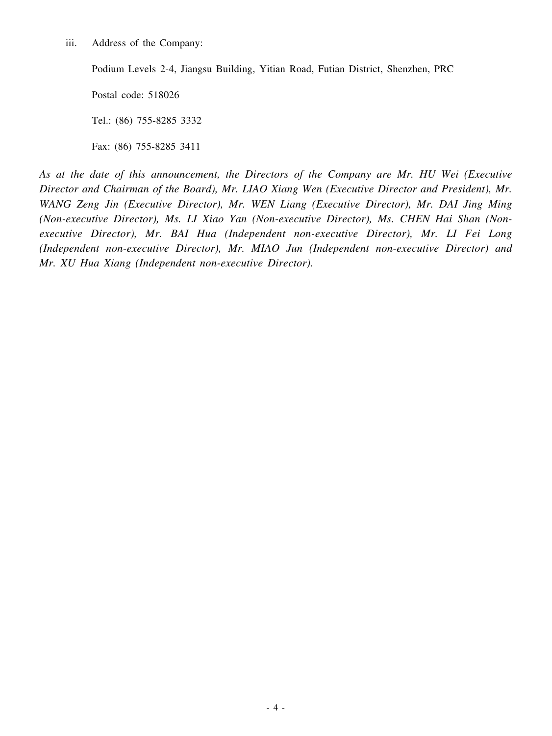iii. Address of the Company:

Podium Levels 2-4, Jiangsu Building, Yitian Road, Futian District, Shenzhen, PRC

Postal code: 518026

Tel.: (86) 755-8285 3332

Fax: (86) 755-8285 3411

*As at the date of this announcement, the Directors of the Company are Mr. HU Wei (Executive Director and Chairman of the Board), Mr. LIAO Xiang Wen (Executive Director and President), Mr. WANG Zeng Jin (Executive Director), Mr. WEN Liang (Executive Director), Mr. DAI Jing Ming (Non-executive Director), Ms. LI Xiao Yan (Non-executive Director), Ms. CHEN Hai Shan (Non-executive Director), Mr. BAI Hua (Independent non-executive Director), Mr. LI Fei Long (Independent non-executive Director), Mr. MIAO Jun (Independent non-executive Director) and Mr. XU Hua Xiang (Independent non-executive Director).*